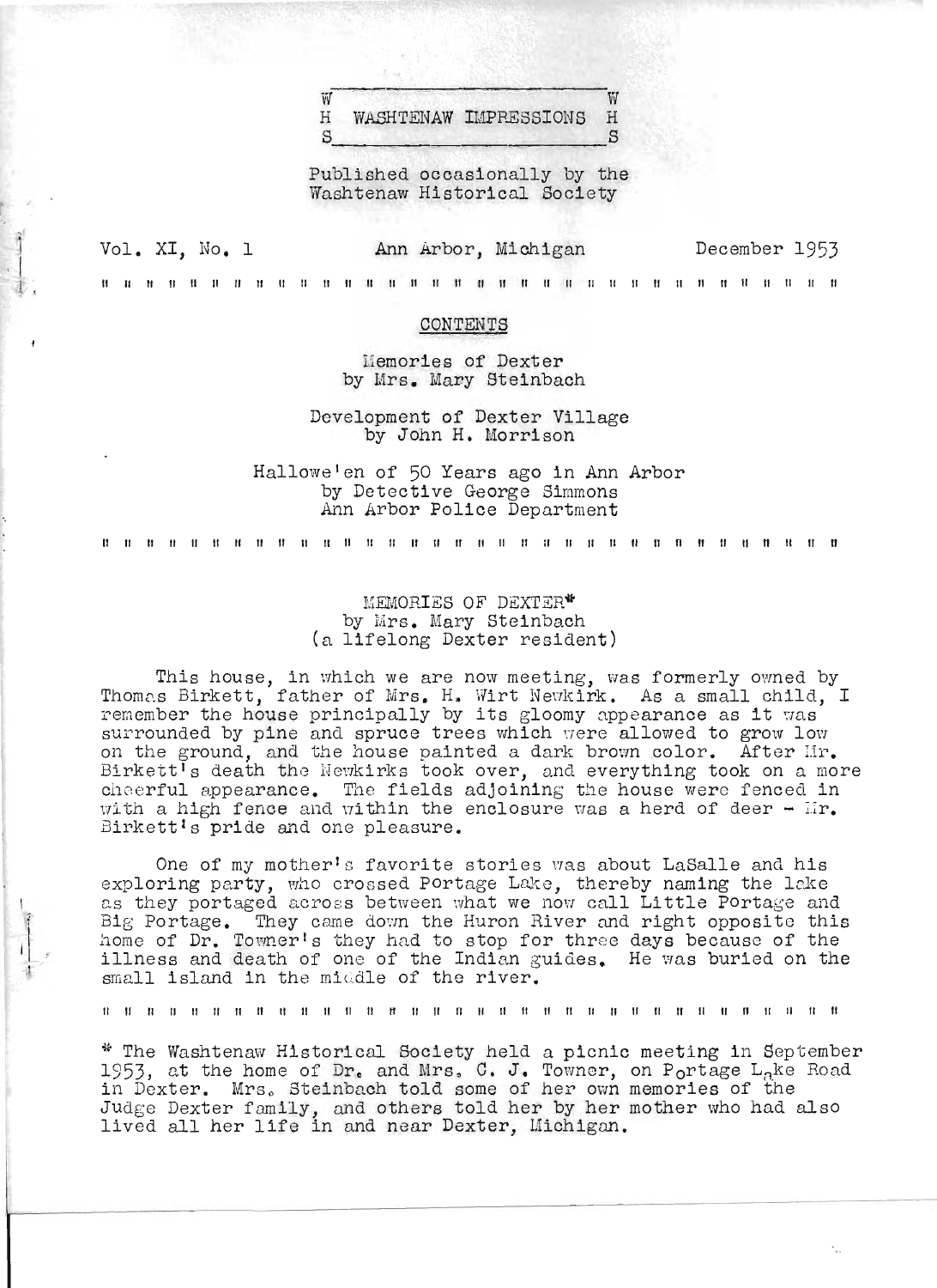# WASHTENAW IMPRESSIONS

W H S

Published occasionally by the Washtenaw Historical Society

Vol. XI, No. 1 — Ann Arbor, Michigan — December 1953

## CONTENTS

Memories of Dexter
by Mrs. Mary Steinbach

Development of Dexter Village
by John H. Morrison

Hallowe'en of 50 Years ago in Ann Arbor
by Detective George Simmons
Ann Arbor Police Department

## MEMORIES OF DEXTER*

by Mrs. Mary Steinbach
(a lifelong Dexter resident)

This house, in which we are now meeting, was formerly owned by Thomas Birkett, father of Mrs. H. Wirt Newkirk. As a small child, I remember the house principally by its gloomy appearance as it was surrounded by pine and spruce trees which were allowed to grow low on the ground, and the house painted a dark brown color. After Mr. Birkett's death the Newkirks took over, and everything took on a more cheerful appearance. The fields adjoining the house were fenced in with a high fence and within the enclosure was a herd of deer - Mr. Birkett's pride and one pleasure.

One of my mother's favorite stories was about LaSalle and his exploring party, who crossed Portage Lake, thereby naming the lake as they portaged across between what we now call Little Portage and Big Portage. They came down the Huron River and right opposite this home of Dr. Towner's they had to stop for three days because of the illness and death of one of the Indian guides. He was buried on the small island in the middle of the river.

* The Washtenaw Historical Society held a picnic meeting in September 1953, at the home of Dr. and Mrs. C. J. Towner, on Portage Lake Road in Dexter. Mrs. Steinbach told some of her own memories of the Judge Dexter family, and others told her by her mother who had also lived all her life in and near Dexter, Michigan.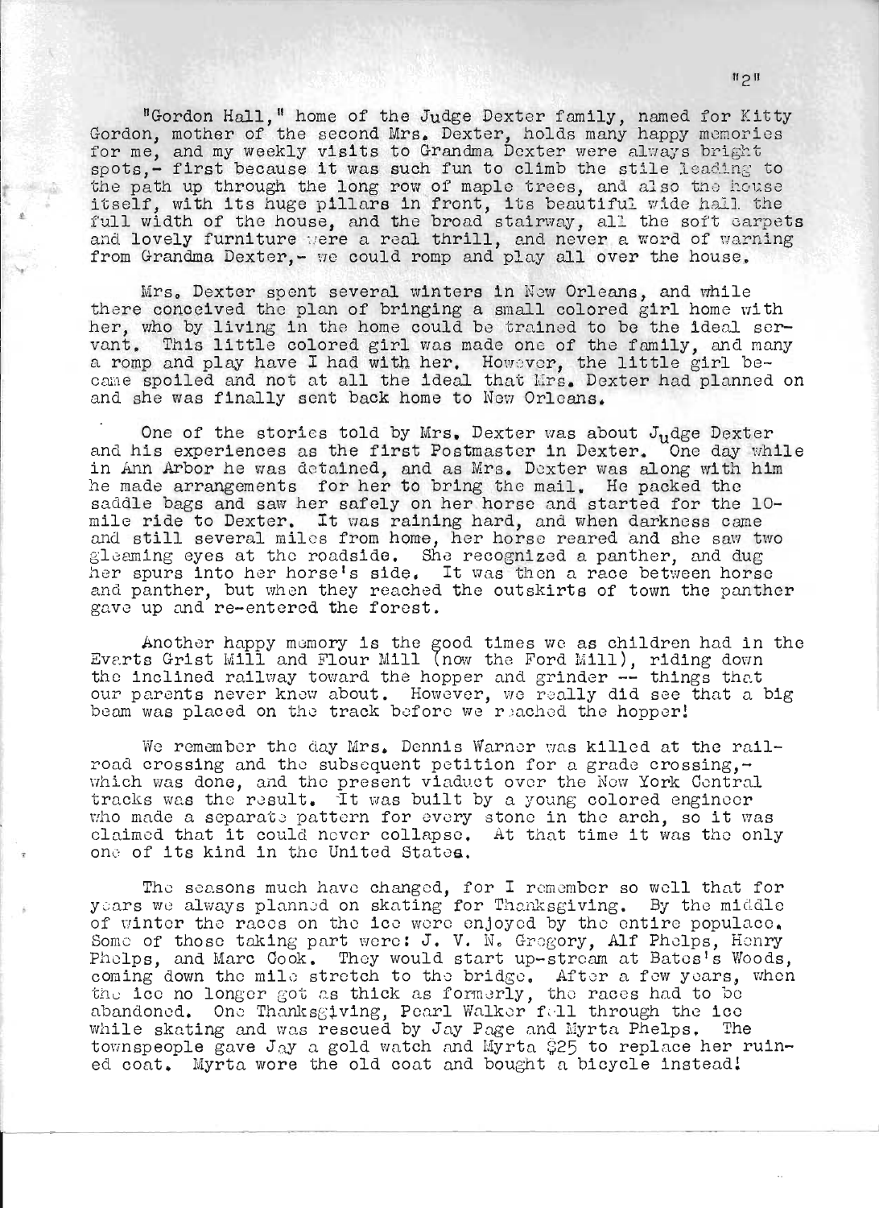"Gordon Hall," home of the Judge Dexter family, named for Kitty Gordon, mother of the second Mrs. Dexter, holds many happy memories for me, and my weekly visits to Grandma Dexter were always bright spots,- first because it was such fun to climb the stile leading to the path up through the long row of maple trees, and also the house itself, with its huge pillars in front, its beautiful wide hall the full width of the house, and the broad stairway, all the soft carpets and lovely furniture were a real thrill, and never a word of warning from Grandma Dexter,- we could romp and play all over the house.

Mrs. Dexter spent several winters in New Orleans, and while there conceived the plan of bringing a small colored girl home with her, who by living in the home could be trained to be the ideal servant. This little colored girl was made one of the family, and many a romp and play have I had with her. However, the little girl became spoiled and not at all the ideal that Mrs. Dexter had planned on and she was finally sent back home to New Orleans.

One of the stories told by Mrs. Dexter was about Judge Dexter and his experiences as the first Postmaster in Dexter. One day while in Ann Arbor he was detained, and as Mrs. Dexter was along with him he made arrangements for her to bring the mail. He packed the saddle bags and saw her safely on her horse and started for the 10-mile ride to Dexter. It was raining hard, and when darkness came and still several miles from home, her horse reared and she saw two gleaming eyes at the roadside. She recognized a panther, and dug her spurs into her horse's side. It was then a race between horse and panther, but when they reached the outskirts of town the panther gave up and re-entered the forest.

Another happy memory is the good times we as children had in the Evarts Grist Mill and Flour Mill (now the Ford Mill), riding down the inclined railway toward the hopper and grinder -- things that our parents never knew about. However, we really did see that a big beam was placed on the track before we reached the hopper!

We remember the day Mrs. Dennis Warner was killed at the railroad crossing and the subsequent petition for a grade crossing,- which was done, and the present viaduct over the New York Central tracks was the result. It was built by a young colored engineer who made a separate pattern for every stone in the arch, so it was claimed that it could never collapse. At that time it was the only one of its kind in the United States.

The seasons much have changed, for I remember so well that for years we always planned on skating for Thanksgiving. By the middle of winter the races on the ice were enjoyed by the entire populace. Some of those taking part were: J. V. N. Gregory, Alf Phelps, Henry Phelps, and Marc Cook. They would start up-stream at Bates's Woods, coming down the mile stretch to the bridge. After a few years, when the ice no longer got as thick as formerly, the races had to be abandoned. One Thanksgiving, Pearl Walker fell through the ice while skating and was rescued by Jay Page and Myrta Phelps. The townspeople gave Jay a gold watch and Myrta $25 to replace her ruined coat. Myrta wore the old coat and bought a bicycle instead!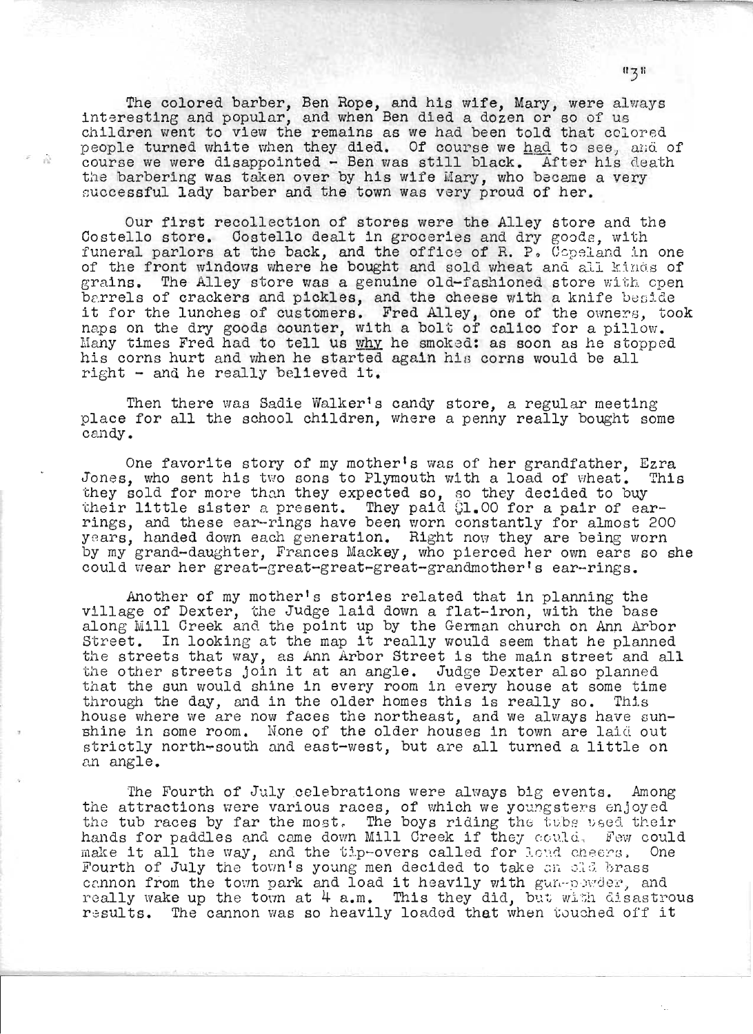The colored barber, Ben Rope, and his wife, Mary, were always interesting and popular, and when Ben died a dozen or so of us children went to view the remains as we had been told that colored people turned white when they died. Of course we *had* to see, and of course we were disappointed - Ben was still black. After his death the barbering was taken over by his wife Mary, who became a very successful lady barber and the town was very proud of her.

Our first recollection of stores were the Alley store and the Costello store. Costello dealt in groceries and dry goods, with funeral parlors at the back, and the office of R. P. Copeland in one of the front windows where he bought and sold wheat and all kinds of grains. The Alley store was a genuine old-fashioned store with open barrels of crackers and pickles, and the cheese with a knife beside it for the lunches of customers. Fred Alley, one of the owners, took naps on the dry goods counter, with a bolt of calico for a pillow. Many times Fred had to tell us *why* he smoked: as soon as he stopped his corns hurt and when he started again his corns would be all right - and he really believed it.

Then there was Sadie Walker's candy store, a regular meeting place for all the school children, where a penny really bought some candy.

One favorite story of my mother's was of her grandfather, Ezra Jones, who sent his two sons to Plymouth with a load of wheat. This they sold for more than they expected so, so they decided to buy their little sister a present. They paid $1.00 for a pair of ear-rings, and these ear-rings have been worn constantly for almost 200 years, handed down each generation. Right now they are being worn by my grand-daughter, Frances Mackey, who pierced her own ears so she could wear her great-great-great-great-grandmother's ear-rings.

Another of my mother's stories related that in planning the village of Dexter, the Judge laid down a flat-iron, with the base along Mill Creek and the point up by the German church on Ann Arbor Street. In looking at the map it really would seem that he planned the streets that way, as Ann Arbor Street is the main street and all the other streets join it at an angle. Judge Dexter also planned that the sun would shine in every room in every house at some time through the day, and in the older homes this is really so. This house where we are now faces the northeast, and we always have sunshine in some room. None of the older houses in town are laid out strictly north-south and east-west, but are all turned a little on an angle.

The Fourth of July celebrations were always big events. Among the attractions were various races, of which we youngsters enjoyed the tub races by far the most. The boys riding the tubs used their hands for paddles and came down Mill Creek if they could. Few could make it all the way, and the tip-overs called for loud cheers. One Fourth of July the town's young men decided to take an old brass cannon from the town park and load it heavily with gun-powder, and really wake up the town at 4 a.m. This they did, but with disastrous results. The cannon was so heavily loaded that when touched off it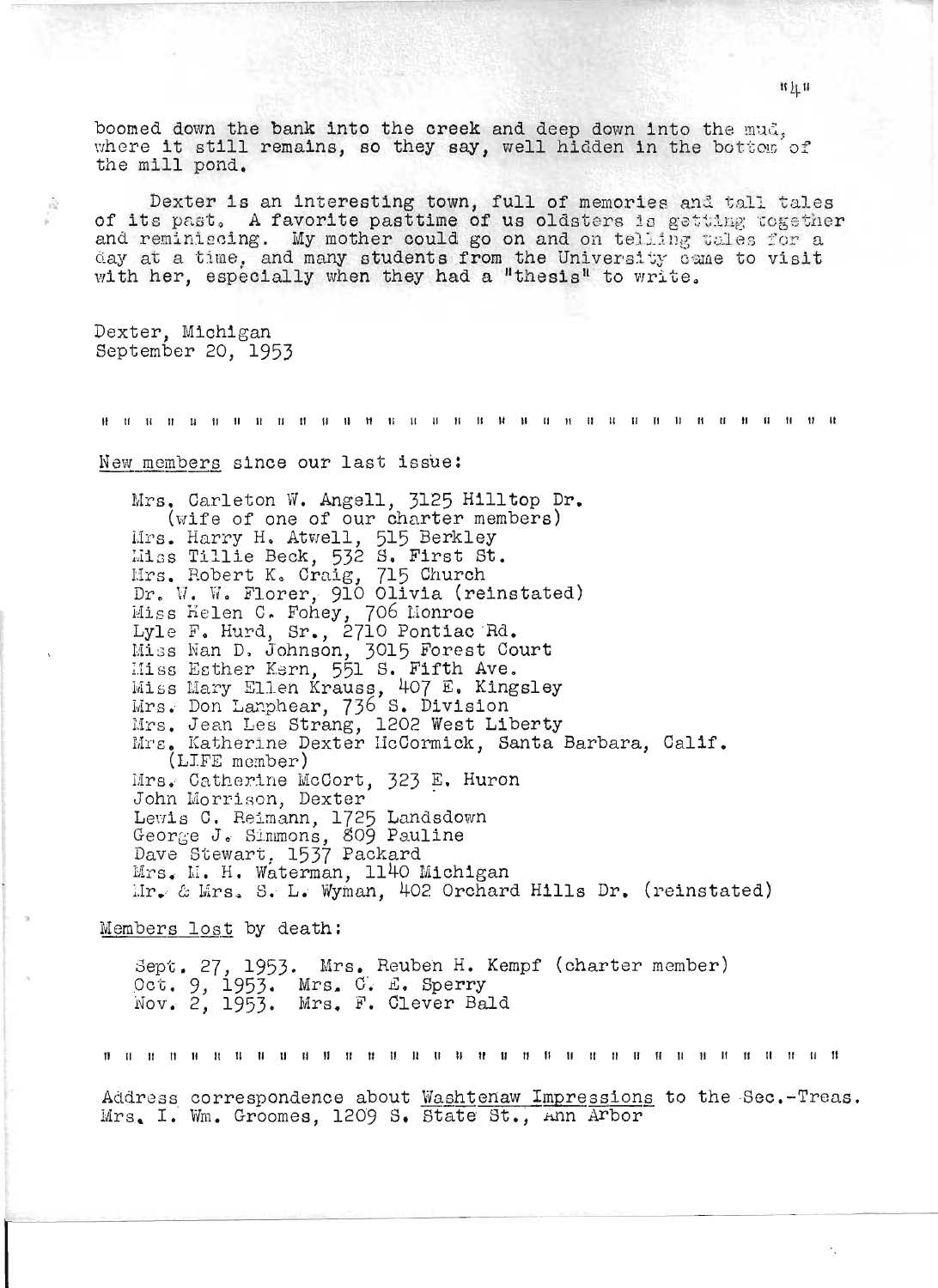boomed down the bank into the creek and deep down into the mud, where it still remains, so they say, well hidden in the bottom of the mill pond.

Dexter is an interesting town, full of memories and tall tales of its past. A favorite pasttime of us oldsters is getting together and reminiscing. My mother could go on and on telling tales for a day at a time, and many students from the University came to visit with her, especially when they had a "thesis" to write.

Dexter, Michigan
September 20, 1953

" " " " " " " " " " " " " " " " " " " " " " " " " " " " " " " "

New members since our last issue:

Mrs. Carleton W. Angell, 3125 Hilltop Dr.
(wife of one of our charter members)
Mrs. Harry H. Atwell, 515 Berkley
Miss Tillie Beck, 532 S. First St.
Mrs. Robert K. Craig, 715 Church
Dr. W. W. Florer, 910 Olivia (reinstated)
Miss Helen C. Fohey, 706 Monroe
Lyle F. Hurd, Sr., 2710 Pontiac Rd.
Miss Nan D. Johnson, 3015 Forest Court
Miss Esther Kern, 551 S. Fifth Ave.
Miss Mary Ellen Krauss, 407 E. Kingsley
Mrs. Don Lanphear, 736 S. Division
Mrs. Jean Lee Strang, 1202 West Liberty
Mrs. Katherine Dexter McCormick, Santa Barbara, Calif.
(LIFE member)
Mrs. Catherine McCort, 323 E. Huron
John Morrison, Dexter
Lewis C. Reimann, 1725 Landsdown
George J. Simmons, 809 Pauline
Dave Stewart, 1537 Packard
Mrs. M. H. Waterman, 1140 Michigan
Mr. & Mrs. S. L. Wyman, 402 Orchard Hills Dr. (reinstated)

Members lost by death:

Sept. 27, 1953. Mrs. Reuben H. Kempf (charter member)
Oct. 9, 1953. Mrs. C. E. Sperry
Nov. 2, 1953. Mrs. F. Clever Bald

" " " " " " " " " " " " " " " " " " " " " " " " " " " " " " " "

Address correspondence about Washtenaw Impressions to the Sec.-Treas. Mrs. I. Wm. Groomes, 1209 S. State St., Ann Arbor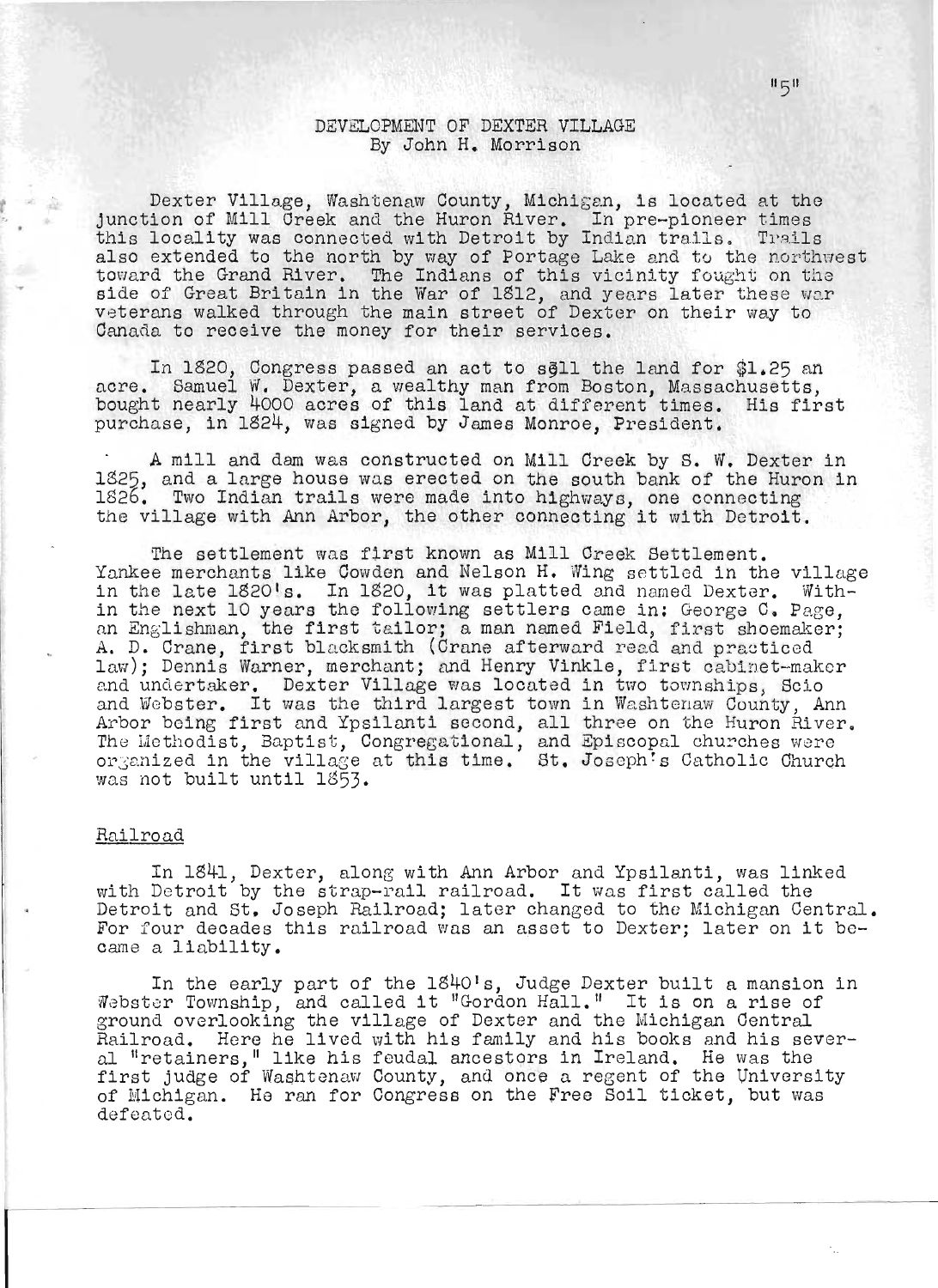# DEVELOPMENT OF DEXTER VILLAGE
By John H. Morrison

Dexter Village, Washtenaw County, Michigan, is located at the junction of Mill Creek and the Huron River. In pre-pioneer times this locality was connected with Detroit by Indian trails. Trails also extended to the north by way of Portage Lake and to the northwest toward the Grand River. The Indians of this vicinity fought on the side of Great Britain in the War of 1812, and years later these war veterans walked through the main street of Dexter on their way to Canada to receive the money for their services.

In 1820, Congress passed an act to sell the land for $1.25 an acre. Samuel W. Dexter, a wealthy man from Boston, Massachusetts, bought nearly 4000 acres of this land at different times. His first purchase, in 1824, was signed by James Monroe, President.

A mill and dam was constructed on Mill Creek by S. W. Dexter in 1825, and a large house was erected on the south bank of the Huron in 1826. Two Indian trails were made into highways, one connecting the village with Ann Arbor, the other connecting it with Detroit.

The settlement was first known as Mill Creek Settlement. Yankee merchants like Cowden and Nelson H. Wing settled in the village in the late 1820's. In 1820, it was platted and named Dexter. Within the next 10 years the following settlers came in: George C. Page, an Englishman, the first tailor; a man named Field, first shoemaker; A. D. Crane, first blacksmith (Crane afterward read and practiced law); Dennis Warner, merchant; and Henry Vinkle, first cabinet-maker and undertaker. Dexter Village was located in two townships, Scio and Webster. It was the third largest town in Washtenaw County, Ann Arbor being first and Ypsilanti second, all three on the Huron River. The Methodist, Baptist, Congregational, and Episcopal churches were organized in the village at this time. St. Joseph's Catholic Church was not built until 1853.

## Railroad

In 1841, Dexter, along with Ann Arbor and Ypsilanti, was linked with Detroit by the strap-rail railroad. It was first called the Detroit and St. Joseph Railroad; later changed to the Michigan Central. For four decades this railroad was an asset to Dexter; later on it became a liability.

In the early part of the 1840's, Judge Dexter built a mansion in Webster Township, and called it "Gordon Hall." It is on a rise of ground overlooking the village of Dexter and the Michigan Central Railroad. Here he lived with his family and his books and his several "retainers," like his feudal ancestors in Ireland. He was the first judge of Washtenaw County, and once a regent of the University of Michigan. He ran for Congress on the Free Soil ticket, but was defeated.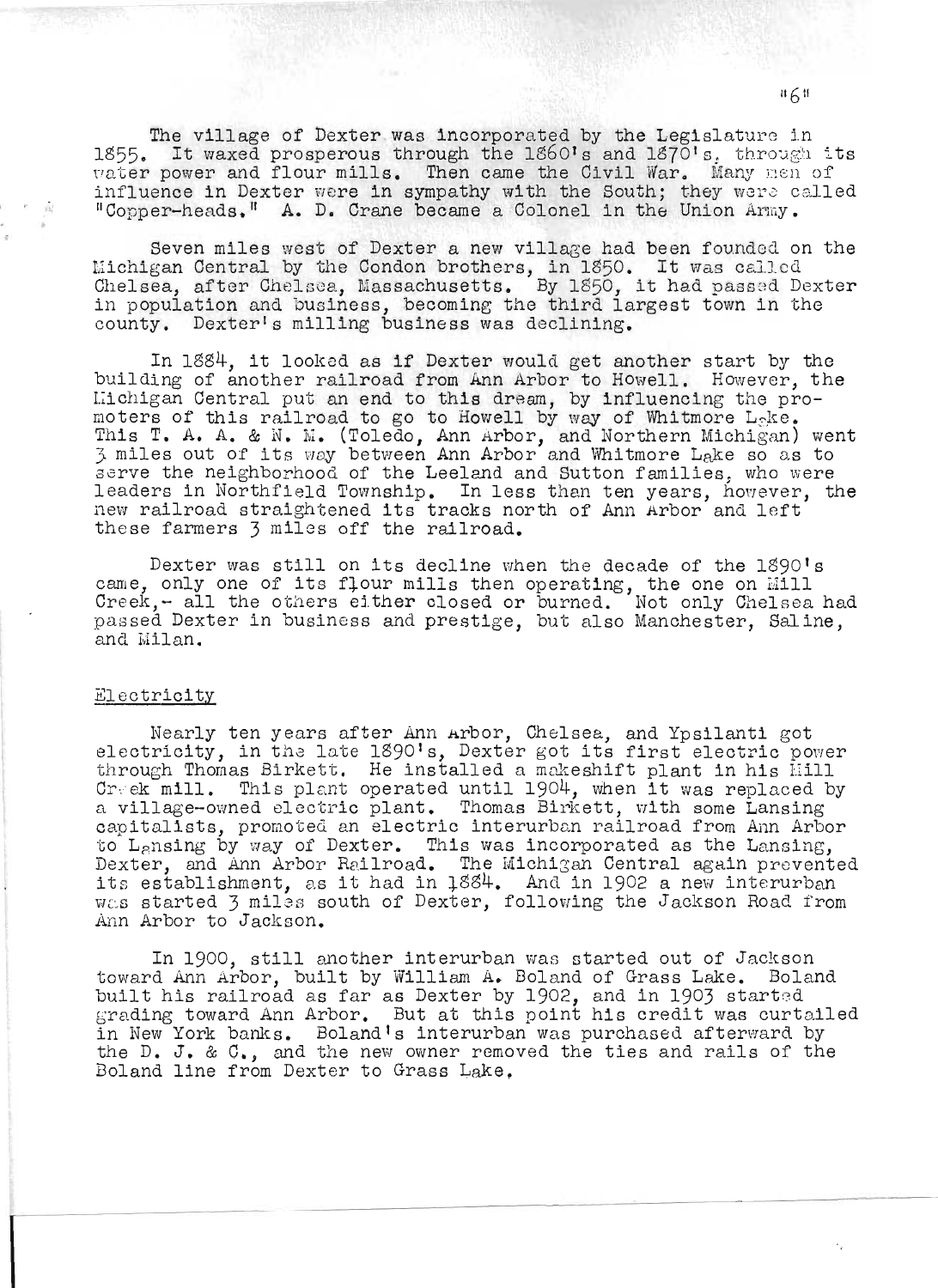The village of Dexter was incorporated by the Legislature in 1855. It waxed prosperous through the 1860's and 1870's, through its water power and flour mills. Then came the Civil War. Many men of influence in Dexter were in sympathy with the South; they were called "Copper-heads." A. D. Crane became a Colonel in the Union Army.

Seven miles west of Dexter a new village had been founded on the Michigan Central by the Condon brothers, in 1850. It was called Chelsea, after Chelsea, Massachusetts. By 1850, it had passed Dexter in population and business, becoming the third largest town in the county. Dexter's milling business was declining.

In 1884, it looked as if Dexter would get another start by the building of another railroad from Ann Arbor to Howell. However, the Michigan Central put an end to this dream, by influencing the promoters of this railroad to go to Howell by way of Whitmore Lake. This T. A. A. & N. M. (Toledo, Ann Arbor, and Northern Michigan) went 3 miles out of its way between Ann Arbor and Whitmore Lake so as to serve the neighborhood of the Leeland and Sutton families, who were leaders in Northfield Township. In less than ten years, however, the new railroad straightened its tracks north of Ann Arbor and left these farmers 3 miles off the railroad.

Dexter was still on its decline when the decade of the 1890's came, only one of its flour mills then operating, the one on Mill Creek,- all the others either closed or burned. Not only Chelsea had passed Dexter in business and prestige, but also Manchester, Saline, and Milan.

Electricity

Nearly ten years after Ann Arbor, Chelsea, and Ypsilanti got electricity, in the late 1890's, Dexter got its first electric power through Thomas Birkett. He installed a makeshift plant in his Mill Creek mill. This plant operated until 1904, when it was replaced by a village-owned electric plant. Thomas Birkett, with some Lansing capitalists, promoted an electric interurban railroad from Ann Arbor to Lansing by way of Dexter. This was incorporated as the Lansing, Dexter, and Ann Arbor Railroad. The Michigan Central again prevented its establishment, as it had in 1884. And in 1902 a new interurban was started 3 miles south of Dexter, following the Jackson Road from Ann Arbor to Jackson.

In 1900, still another interurban was started out of Jackson toward Ann Arbor, built by William A. Boland of Grass Lake. Boland built his railroad as far as Dexter by 1902, and in 1903 started grading toward Ann Arbor. But at this point his credit was curtailed in New York banks. Boland's interurban was purchased afterward by the D. J. & C., and the new owner removed the ties and rails of the Boland line from Dexter to Grass Lake.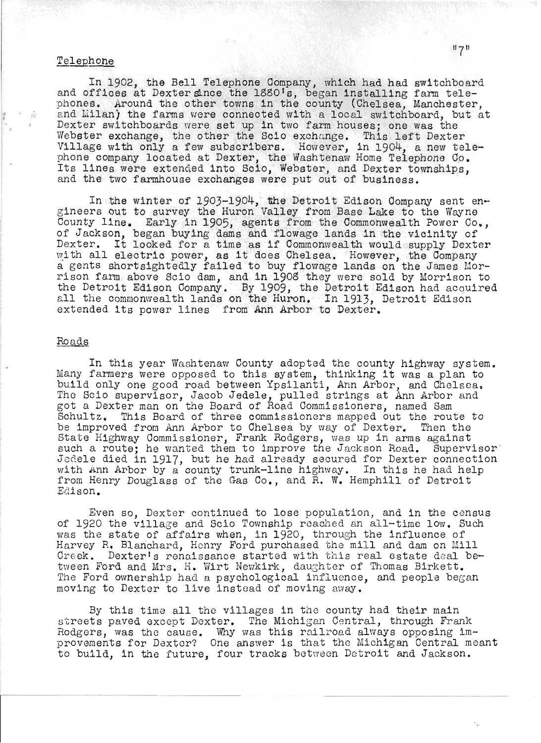## Telephone

In 1902, the Bell Telephone Company, which had had switchboard and offices at Dexter since the 1880's, began installing farm telephones. Around the other towns in the county (Chelsea, Manchester, and Milan) the farms were connected with a local switchboard, but at Dexter switchboards were set up in two farm houses; one was the Webster exchange, the other the Scio exchange. This left Dexter Village with only a few subscribers. However, in 1904, a new telephone company located at Dexter, the Washtenaw Home Telephone Co. Its lines were extended into Scio, Webster, and Dexter townships, and the two farmhouse exchanges were put out of business.

In the winter of 1903-1904, the Detroit Edison Company sent engineers out to survey the Huron Valley from Base Lake to the Wayne County line. Early in 1905, agents from the Commonwealth Power Co., of Jackson, began buying dams and flowage lands in the vicinity of Dexter. It looked for a time as if Commonwealth would supply Dexter with all electric power, as it does Chelsea. However, the Company agents shortsightedly failed to buy flowage lands on the James Morrison farm above Scio dam, and in 1908 they were sold by Morrison to the Detroit Edison Company. By 1909, the Detroit Edison had acquired all the commonwealth lands on the Huron. In 1913, Detroit Edison extended its power lines from Ann Arbor to Dexter.

## Roads

In this year Washtenaw County adopted the county highway system. Many farmers were opposed to this system, thinking it was a plan to build only one good road between Ypsilanti, Ann Arbor, and Chelsea. The Scio supervisor, Jacob Jedele, pulled strings at Ann Arbor and got a Dexter man on the Board of Road Commissioners, named Sam Schultz. This Board of three commissioners mapped out the route to be improved from Ann Arbor to Chelsea by way of Dexter. Then the State Highway Commissioner, Frank Rodgers, was up in arms against such a route; he wanted them to improve the Jackson Road. Supervisor Jedele died in 1917, but he had already secured for Dexter connection with Ann Arbor by a county trunk-line highway. In this he had help from Henry Douglass of the Gas Co., and R. W. Hemphill of Detroit Edison.

Even so, Dexter continued to lose population, and in the census of 1920 the village and Scio Township reached an all-time low. Such was the state of affairs when, in 1920, through the influence of Harvey R. Blanchard, Henry Ford purchased the mill and dam on Mill Creek. Dexter's renaissance started with this real estate deal between Ford and Mrs. H. Wirt Newkirk, daughter of Thomas Birkett. The Ford ownership had a psychological influence, and people began moving to Dexter to live instead of moving away.

By this time all the villages in the county had their main streets paved except Dexter. The Michigan Central, through Frank Rodgers, was the cause. Why was this railroad always opposing improvements for Dexter? One answer is that the Michigan Central meant to build, in the future, four tracks between Detroit and Jackson.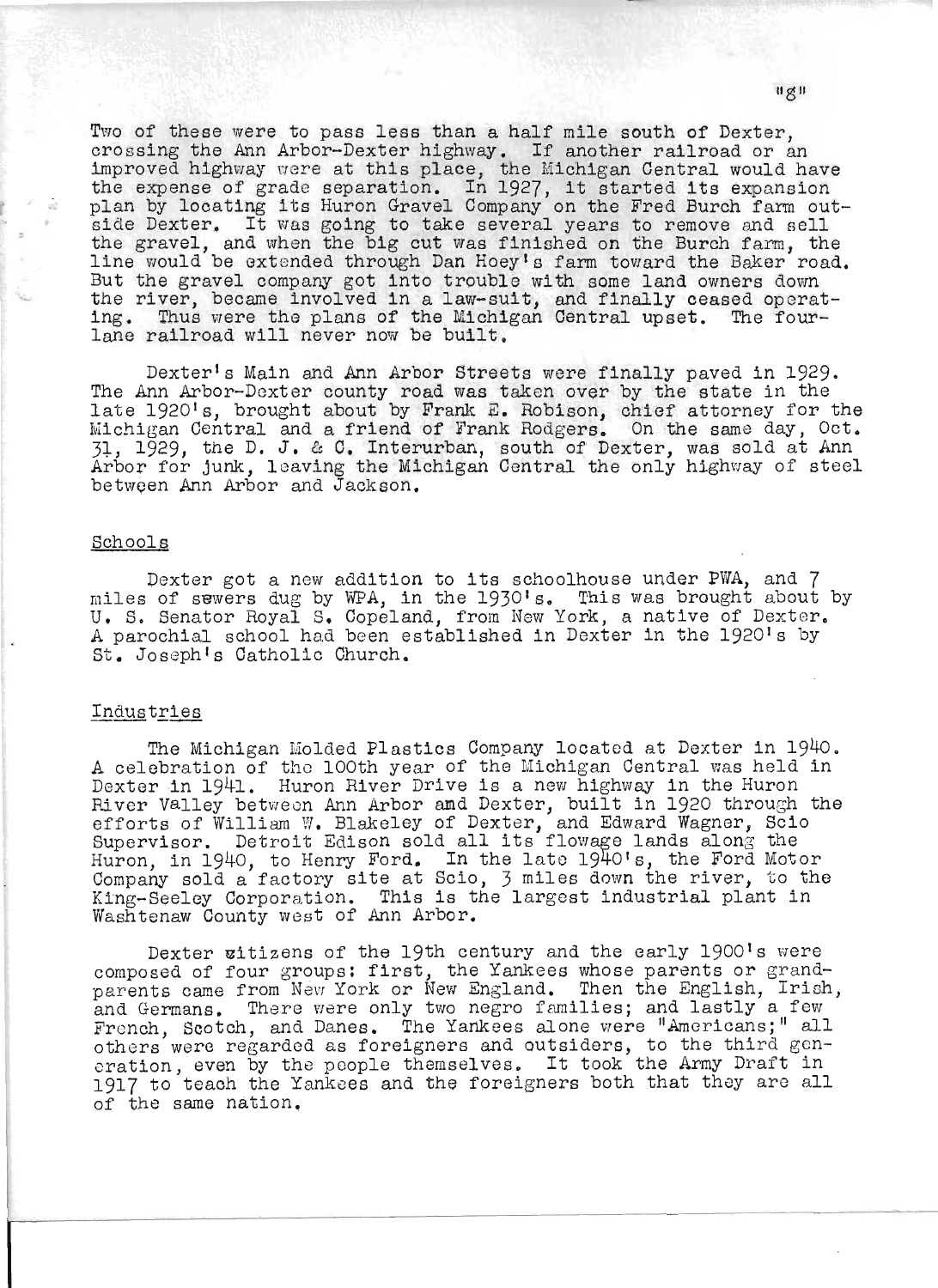Two of these were to pass less than a half mile south of Dexter, crossing the Ann Arbor-Dexter highway. If another railroad or an improved highway were at this place, the Michigan Central would have the expense of grade separation. In 1927, it started its expansion plan by locating its Huron Gravel Company on the Fred Burch farm outside Dexter. It was going to take several years to remove and sell the gravel, and when the big cut was finished on the Burch farm, the line would be extended through Dan Hoey's farm toward the Baker road. But the gravel company got into trouble with some land owners down the river, became involved in a law-suit, and finally ceased operating. Thus were the plans of the Michigan Central upset. The four-lane railroad will never now be built.

Dexter's Main and Ann Arbor Streets were finally paved in 1929. The Ann Arbor-Dexter county road was taken over by the state in the late 1920's, brought about by Frank E. Robison, chief attorney for the Michigan Central and a friend of Frank Rodgers. On the same day, Oct. 31, 1929, the D. J. & C. Interurban, south of Dexter, was sold at Ann Arbor for junk, leaving the Michigan Central the only highway of steel between Ann Arbor and Jackson.

## Schools

Dexter got a new addition to its schoolhouse under PWA, and 7 miles of sewers dug by WPA, in the 1930's. This was brought about by U. S. Senator Royal S. Copeland, from New York, a native of Dexter. A parochial school had been established in Dexter in the 1920's by St. Joseph's Catholic Church.

## Industries

The Michigan Molded Plastics Company located at Dexter in 1940. A celebration of the 100th year of the Michigan Central was held in Dexter in 1941. Huron River Drive is a new highway in the Huron River Valley between Ann Arbor and Dexter, built in 1920 through the efforts of William W. Blakeley of Dexter, and Edward Wagner, Scio Supervisor. Detroit Edison sold all its flowage lands along the Huron, in 1940, to Henry Ford. In the late 1940's, the Ford Motor Company sold a factory site at Scio, 3 miles down the river, to the King-Seeley Corporation. This is the largest industrial plant in Washtenaw County west of Ann Arbor.

Dexter citizens of the 19th century and the early 1900's were composed of four groups: first, the Yankees whose parents or grandparents came from New York or New England. Then the English, Irish, and Germans. There were only two negro families; and lastly a few French, Scotch, and Danes. The Yankees alone were "Americans;" all others were regarded as foreigners and outsiders, to the third generation, even by the people themselves. It took the Army Draft in 1917 to teach the Yankees and the foreigners both that they are all of the same nation.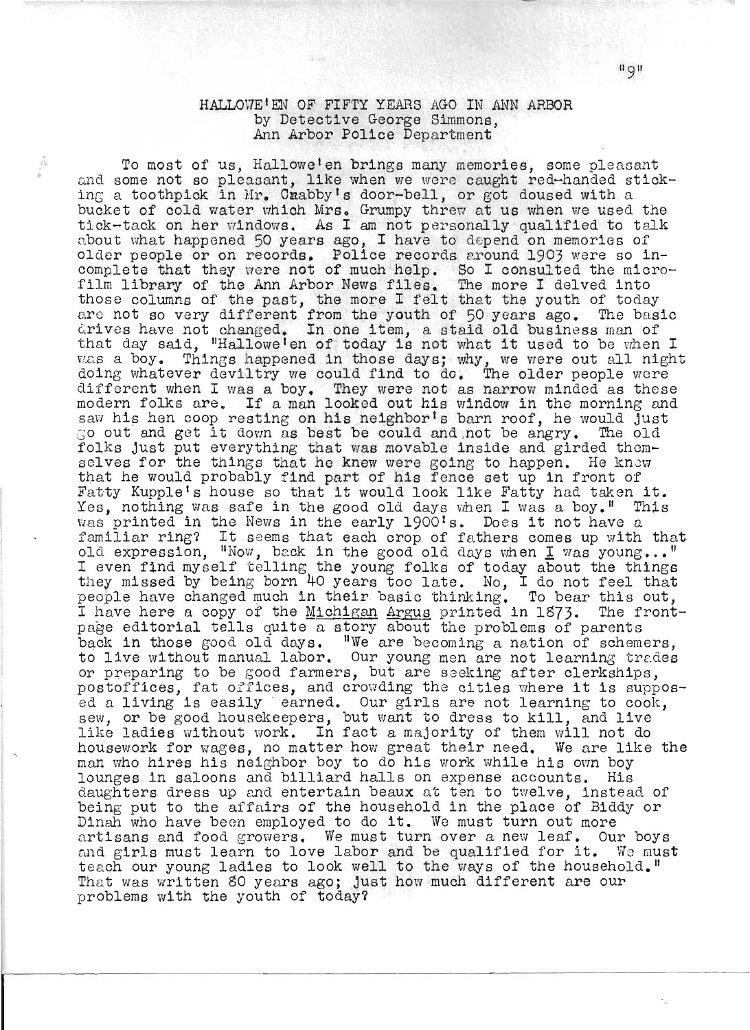# HALLOWE'EN OF FIFTY YEARS AGO IN ANN ARBOR

by Detective George Simmons,
Ann Arbor Police Department

To most of us, Hallowe'en brings many memories, some pleasant and some not so pleasant, like when we were caught red-handed sticking a toothpick in Mr. Crabby's door-bell, or got doused with a bucket of cold water which Mrs. Grumpy threw at us when we used the tick-tack on her windows. As I am not personally qualified to talk about what happened 50 years ago, I have to depend on memories of older people or on records. Police records around 1903 were so incomplete that they were not of much help. So I consulted the microfilm library of the Ann Arbor News files. The more I delved into those columns of the past, the more I felt that the youth of today are not so very different from the youth of 50 years ago. The basic drives have not changed. In one item, a staid old business man of that day said, "Hallowe'en of today is not what it used to be when I was a boy. Things happened in those days; why, we were out all night doing whatever deviltry we could find to do. The older people were different when I was a boy. They were not as narrow minded as these modern folks are. If a man looked out his window in the morning and saw his hen coop resting on his neighbor's barn roof, he would just go out and get it down as best be could and not be angry. The old folks just put everything that was movable inside and girded themselves for the things that he knew were going to happen. He knew that he would probably find part of his fence set up in front of Fatty Kupple's house so that it would look like Fatty had taken it. Yes, nothing was safe in the good old days when I was a boy." This was printed in the News in the early 1900's. Does it not have a familiar ring? It seems that each crop of fathers comes up with that old expression, "Now, back in the good old days when I was young..." I even find myself telling the young folks of today about the things they missed by being born 40 years too late. No, I do not feel that people have changed much in their basic thinking. To bear this out, I have here a copy of the Michigan Argus printed in 1873. The front-page editorial tells quite a story about the problems of parents back in those good old days. "We are becoming a nation of schemers, to live without manual labor. Our young men are not learning trades or preparing to be good farmers, but are seeking after clerkships, postoffices, fat offices, and crowding the cities where it is supposed a living is easily earned. Our girls are not learning to cook, sew, or be good housekeepers, but want to dress to kill, and live like ladies without work. In fact a majority of them will not do housework for wages, no matter how great their need. We are like the man who hires his neighbor boy to do his work while his own boy lounges in saloons and billiard halls on expense accounts. His daughters dress up and entertain beaux at ten to twelve, instead of being put to the affairs of the household in the place of Biddy or Dinah who have been employed to do it. We must turn out more artisans and food growers. We must turn over a new leaf. Our boys and girls must learn to love labor and be qualified for it. We must teach our young ladies to look well to the ways of the household." That was written 80 years ago; just how much different are our problems with the youth of today?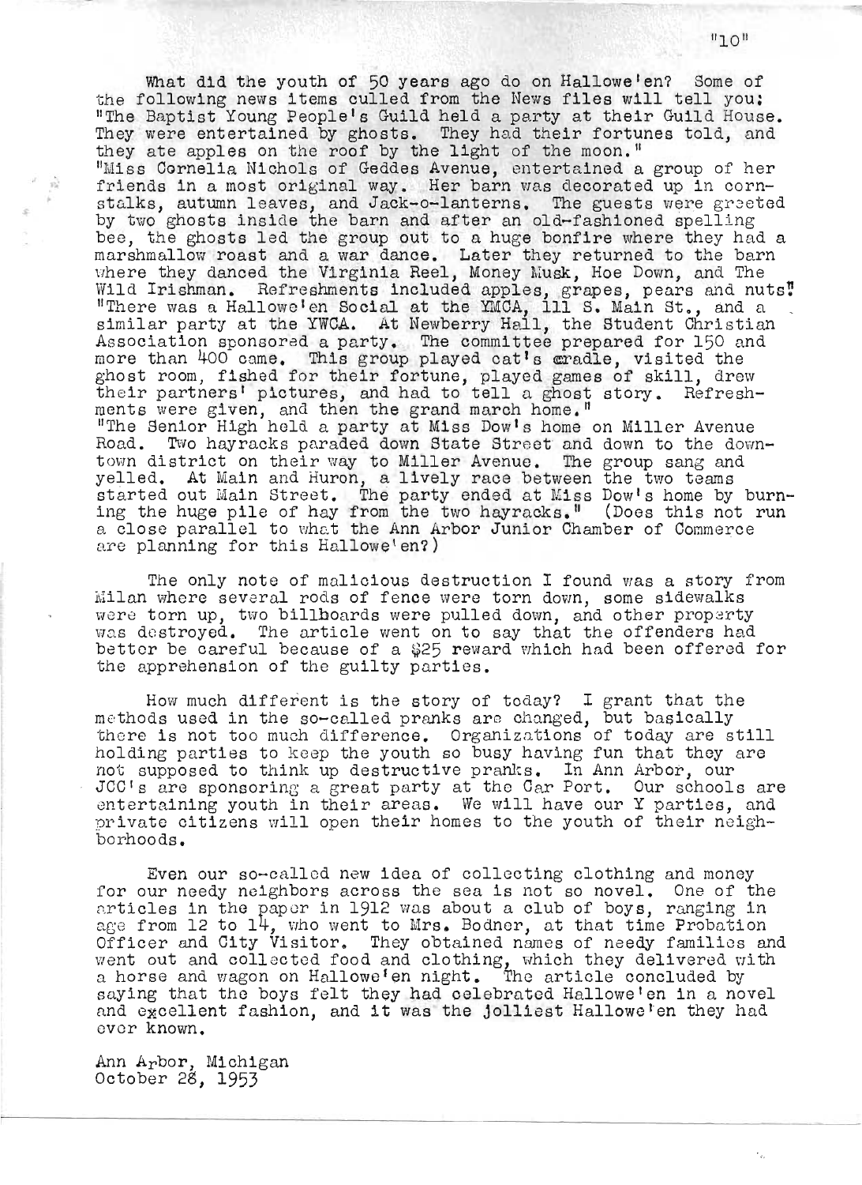What did the youth of 50 years ago do on Hallowe'en? Some of the following news items culled from the News files will tell you: "The Baptist Young People's Guild held a party at their Guild House. They were entertained by ghosts. They had their fortunes told, and they ate apples on the roof by the light of the moon."
"Miss Cornelia Nichols of Geddes Avenue, entertained a group of her friends in a most original way. Her barn was decorated up in cornstalks, autumn leaves, and Jack-o-lanterns. The guests were greeted by two ghosts inside the barn and after an old-fashioned spelling bee, the ghosts led the group out to a huge bonfire where they had a marshmallow roast and a war dance. Later they returned to the barn where they danced the Virginia Reel, Money Musk, Hoe Down, and The Wild Irishman. Refreshments included apples, grapes, pears and nuts."
"There was a Hallowe'en Social at the YMCA, 111 S. Main St., and a similar party at the YWCA. At Newberry Hall, the Student Christian Association sponsored a party. The committee prepared for 150 and more than 400 came. This group played cat's cradle, visited the ghost room, fished for their fortune, played games of skill, drew their partners' pictures, and had to tell a ghost story. Refreshments were given, and then the grand march home."
"The Senior High held a party at Miss Dow's home on Miller Avenue Road. Two hayracks paraded down State Street and down to the downtown district on their way to Miller Avenue. The group sang and yelled. At Main and Huron, a lively race between the two teams started out Main Street. The party ended at Miss Dow's home by burning the huge pile of hay from the two hayracks." (Does this not run a close parallel to what the Ann Arbor Junior Chamber of Commerce are planning for this Hallowe'en?)

The only note of malicious destruction I found was a story from Milan where several rods of fence were torn down, some sidewalks were torn up, two billboards were pulled down, and other property was destroyed. The article went on to say that the offenders had better be careful because of a $25 reward which had been offered for the apprehension of the guilty parties.

How much different is the story of today? I grant that the methods used in the so-called pranks are changed, but basically there is not too much difference. Organizations of today are still holding parties to keep the youth so busy having fun that they are not supposed to think up destructive pranks. In Ann Arbor, our JCC's are sponsoring a great party at the Car Port. Our schools are entertaining youth in their areas. We will have our Y parties, and private citizens will open their homes to the youth of their neighborhoods.

Even our so-called new idea of collecting clothing and money for our needy neighbors across the sea is not so novel. One of the articles in the paper in 1912 was about a club of boys, ranging in age from 12 to 14, who went to Mrs. Bodner, at that time Probation Officer and City Visitor. They obtained names of needy families and went out and collected food and clothing, which they delivered with a horse and wagon on Hallowe'en night. The article concluded by saying that the boys felt they had celebrated Hallowe'en in a novel and excellent fashion, and it was the jolliest Hallowe'en they had ever known.

Ann Arbor, Michigan
October 28, 1953